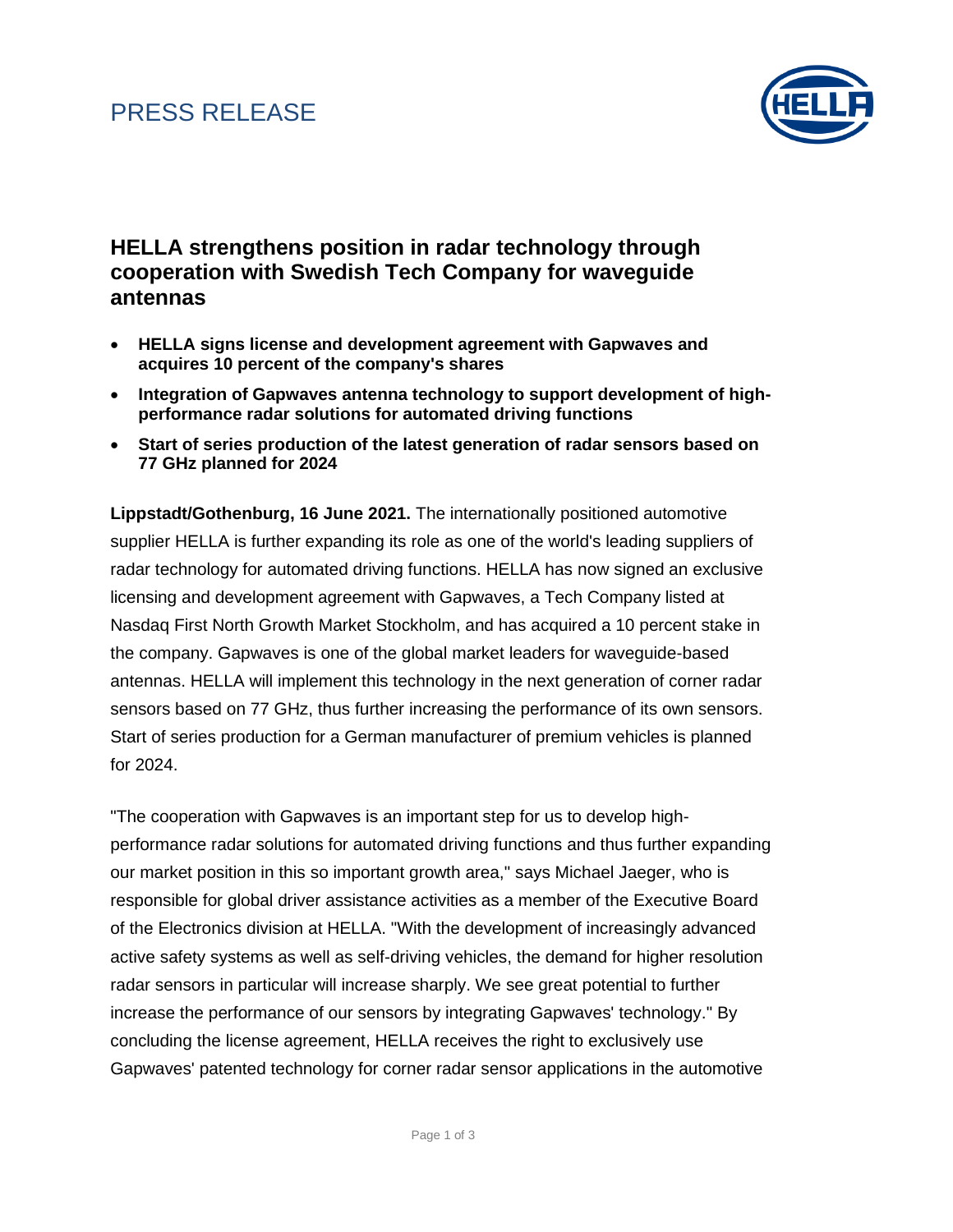PRESS RELEASE

## HELLA strengthens position in radar technology through cooperation with Swedish Tech Company for waveguide antennas

- **HELLA signs license and development agreement with Gapwaves and acquires 10 percent of the company's shares**
- **Integration of Gapwaves antenna technology to support development of high-performance radar solutions for automated driving functions**
- **Start of series production of the latest generation of radar sensors based on 77 GHz planned for 2024**

**Lippstadt/Gothenburg, 16 June 2021.** The internationally positioned automotive supplier HELLA is further expanding its role as one of the world's leading suppliers of radar technology for automated driving functions. HELLA has now signed an exclusive licensing and development agreement with Gapwaves, a Tech Company listed at Nasdaq First North Growth Market Stockholm, and has acquired a 10 percent stake in the company. Gapwaves is one of the global market leaders for waveguide-based antennas. HELLA will implement this technology in the next generation of corner radar sensors based on 77 GHz, thus further increasing the performance of its own sensors. Start of series production for a German manufacturer of premium vehicles is planned for 2024.

"The cooperation with Gapwaves is an important step for us to develop high-performance radar solutions for automated driving functions and thus further expanding our market position in this so important growth area," says Michael Jaeger, who is responsible for global driver assistance activities as a member of the Executive Board of the Electronics division at HELLA. "With the development of increasingly advanced active safety systems as well as self-driving vehicles, the demand for higher resolution radar sensors in particular will increase sharply. We see great potential to further increase the performance of our sensors by integrating Gapwaves' technology." By concluding the license agreement, HELLA receives the right to exclusively use Gapwaves' patented technology for corner radar sensor applications in the automotive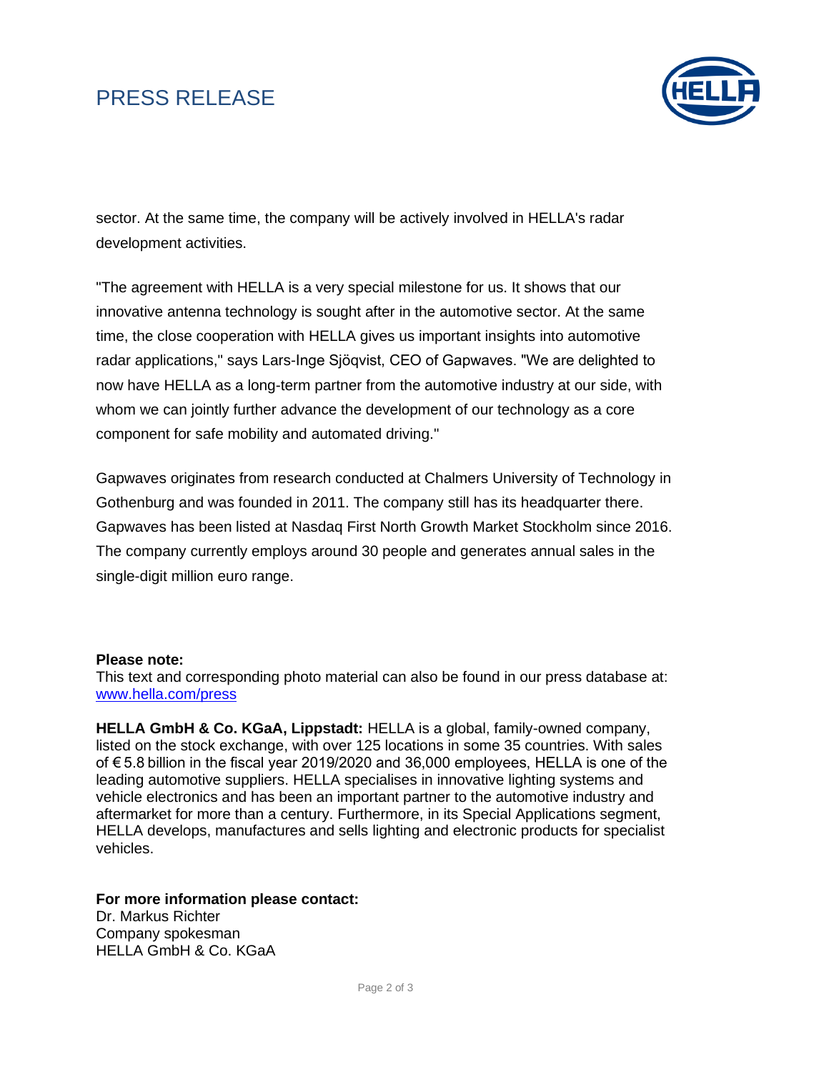sector. At the same time, the company will be actively involved in HELLA's radar development activities.

"The agreement with HELLA is a very special milestone for us. It shows that our innovative antenna technology is sought after in the automotive sector. At the same time, the close cooperation with HELLA gives us important insights into automotive radar applications," says Lars-Inge Sjöqvist, CEO of Gapwaves. "We are delighted to now have HELLA as a long-term partner from the automotive industry at our side, with whom we can jointly further advance the development of our technology as a core component for safe mobility and automated driving."

Gapwaves originates from research conducted at Chalmers University of Technology in Gothenburg and was founded in 2011. The company still has its headquarter there. Gapwaves has been listed at Nasdaq First North Growth Market Stockholm since 2016. The company currently employs around 30 people and generates annual sales in the single-digit million euro range.

**Please note:**
This text and corresponding photo material can also be found in our press database at: [www.hella.com/press](www.hella.com/press)

**HELLA GmbH & Co. KGaA, Lippstadt:** HELLA is a global, family-owned company, listed on the stock exchange, with over 125 locations in some 35 countries. With sales of € 5.8 billion in the fiscal year 2019/2020 and 36,000 employees, HELLA is one of the leading automotive suppliers. HELLA specialises in innovative lighting systems and vehicle electronics and has been an important partner to the automotive industry and aftermarket for more than a century. Furthermore, in its Special Applications segment, HELLA develops, manufactures and sells lighting and electronic products for specialist vehicles.

**For more information please contact:**
Dr. Markus Richter
Company spokesman
HELLA GmbH & Co. KGaA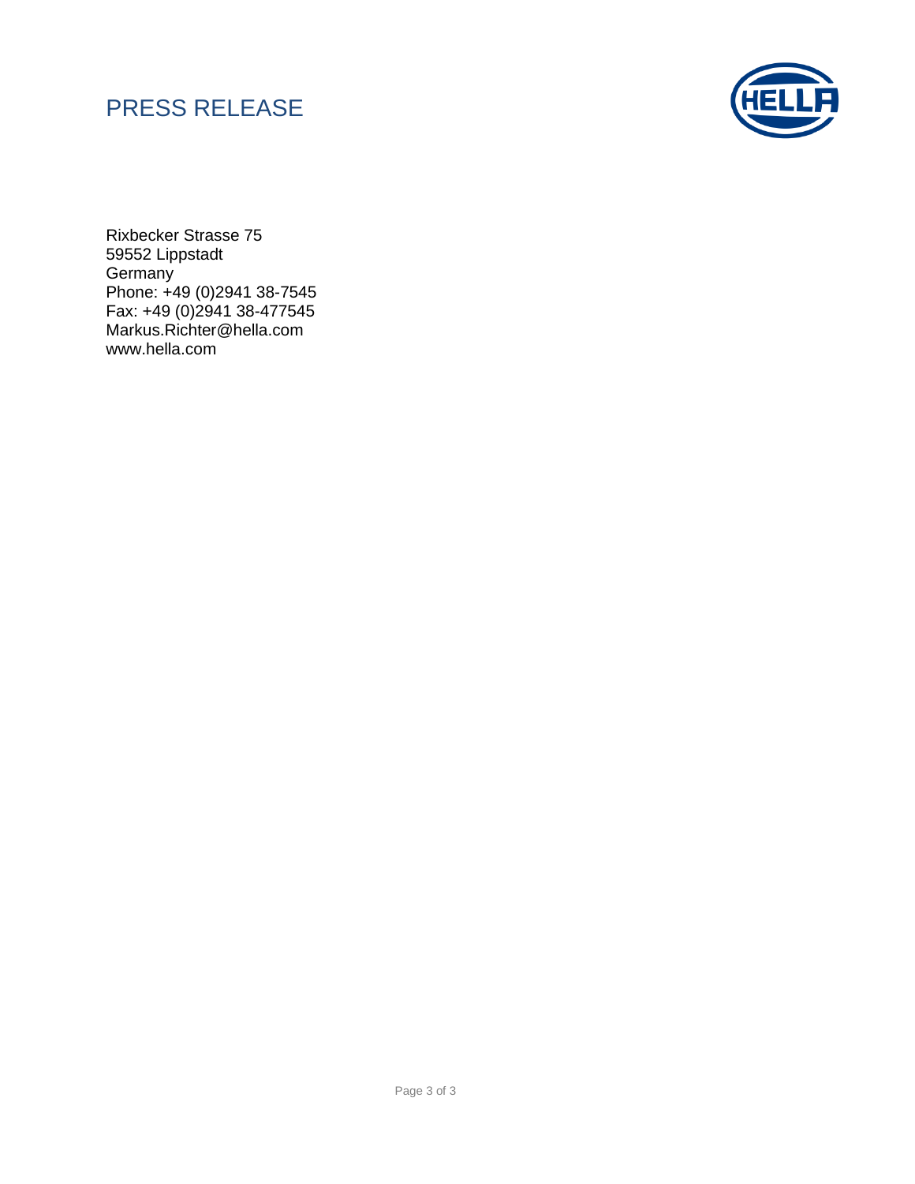Rixbecker Strasse 75
59552 Lippstadt
Germany
Phone: +49 (0)2941 38-7545
Fax: +49 (0)2941 38-477545
Markus.Richter@hella.com
www.hella.com